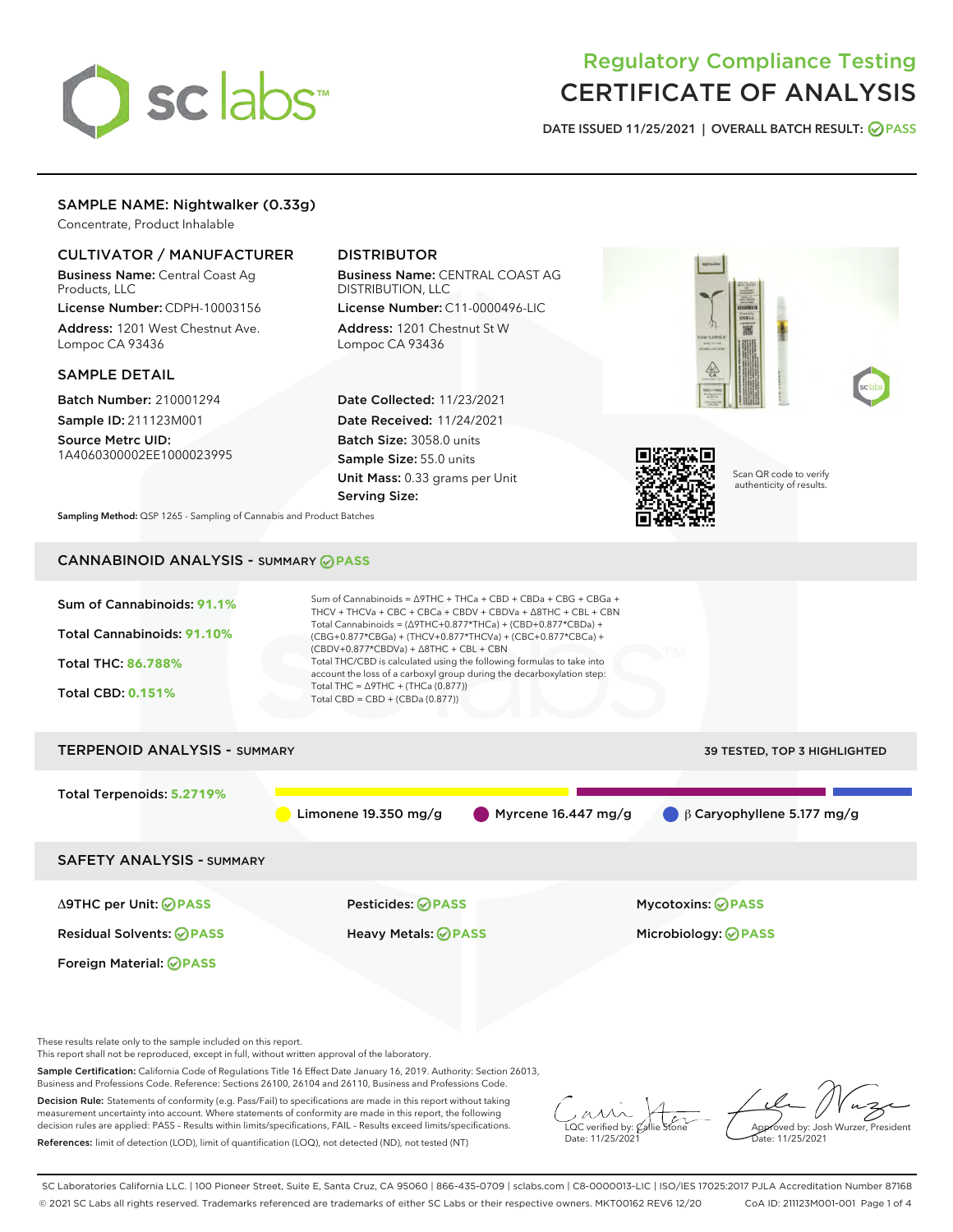# Regulatory Compliance Testing
# CERTIFICATE OF ANALYSIS

DATE ISSUED 11/25/2021 | OVERALL BATCH RESULT: PASS

## SAMPLE NAME: Nightwalker (0.33g)

Concentrate, Product Inhalable

### CULTIVATOR / MANUFACTURER

**Business Name:** Central Coast Ag Products, LLC

**License Number:** CDPH-10003156

**Address:** 1201 West Chestnut Ave. Lompoc CA 93436

### DISTRIBUTOR

**Business Name:** CENTRAL COAST AG DISTRIBUTION, LLC

**License Number:** C11-0000496-LIC

**Address:** 1201 Chestnut St W Lompoc CA 93436

### SAMPLE DETAIL

**Batch Number:** 210001294

**Sample ID:** 211123M001

**Source Metrc UID:** 1A4060300002EE1000023995

**Date Collected:** 11/23/2021

**Date Received:** 11/24/2021

**Batch Size:** 3058.0 units

**Sample Size:** 55.0 units

**Unit Mass:** 0.33 grams per Unit

**Serving Size:**

Scan QR code to verify authenticity of results.

**Sampling Method:** QSP 1265 - Sampling of Cannabis and Product Batches

## CANNABINOID ANALYSIS - SUMMARY PASS

**Sum of Cannabinoids:** 91.1%

**Total Cannabinoids:** 91.10%

**Total THC:** 86.788%

**Total CBD:** 0.151%

Sum of Cannabinoids = Δ9THC + THCa + CBD + CBDa + CBG + CBGa + THCV + THCVa + CBC + CBCa + CBDV + CBDVa + Δ8THC + CBL + CBN

Total Cannabinoids = (Δ9THC+0.877*THCa) + (CBD+0.877*CBDa) + (CBG+0.877*CBGa) + (THCV+0.877*THCVa) + (CBC+0.877*CBCa) + (CBDV+0.877*CBDVa) + Δ8THC + CBL + CBN

Total THC/CBD is calculated using the following formulas to take into account the loss of a carboxyl group during the decarboxylation step:

Total THC = Δ9THC + (THCa (0.877))

Total CBD = CBD + (CBDa (0.877))

## TERPENOID ANALYSIS - SUMMARY

39 TESTED, TOP 3 HIGHLIGHTED

**Total Terpenoids:** 5.2719%

Limonene 19.350 mg/g | Myrcene 16.447 mg/g | β Caryophyllene 5.177 mg/g

## SAFETY ANALYSIS - SUMMARY

| | | |
|---|---|---|
| Δ9THC per Unit: PASS | Pesticides: PASS | Mycotoxins: PASS |
| Residual Solvents: PASS | Heavy Metals: PASS | Microbiology: PASS |
| Foreign Material: PASS | | |

These results relate only to the sample included on this report.
This report shall not be reproduced, except in full, without written approval of the laboratory.

**Sample Certification:** California Code of Regulations Title 16 Effect Date January 16, 2019. Authority: Section 26013, Business and Professions Code. Reference: Sections 26100, 26104 and 26110, Business and Professions Code.

**Decision Rule:** Statements of conformity (e.g. Pass/Fail) to specifications are made in this report without taking measurement uncertainty into account. Where statements of conformity are made in this report, the following decision rules are applied: PASS – Results within limits/specifications, FAIL – Results exceed limits/specifications.

**References:** limit of detection (LOD), limit of quantification (LOQ), not detected (ND), not tested (NT)

LQC verified by: Callie Stone
Date: 11/25/2021

Approved by: Josh Wurzer, President
Date: 11/25/2021

SC Laboratories California LLC. | 100 Pioneer Street, Suite E, Santa Cruz, CA 95060 | 866-435-0709 | sclabs.com | C8-0000013-LIC | ISO/IES 17025:2017 PJLA Accreditation Number 87168
© 2021 SC Labs all rights reserved. Trademarks referenced are trademarks of either SC Labs or their respective owners. MKT00162 REV6 12/20 CoA ID: 211123M001-001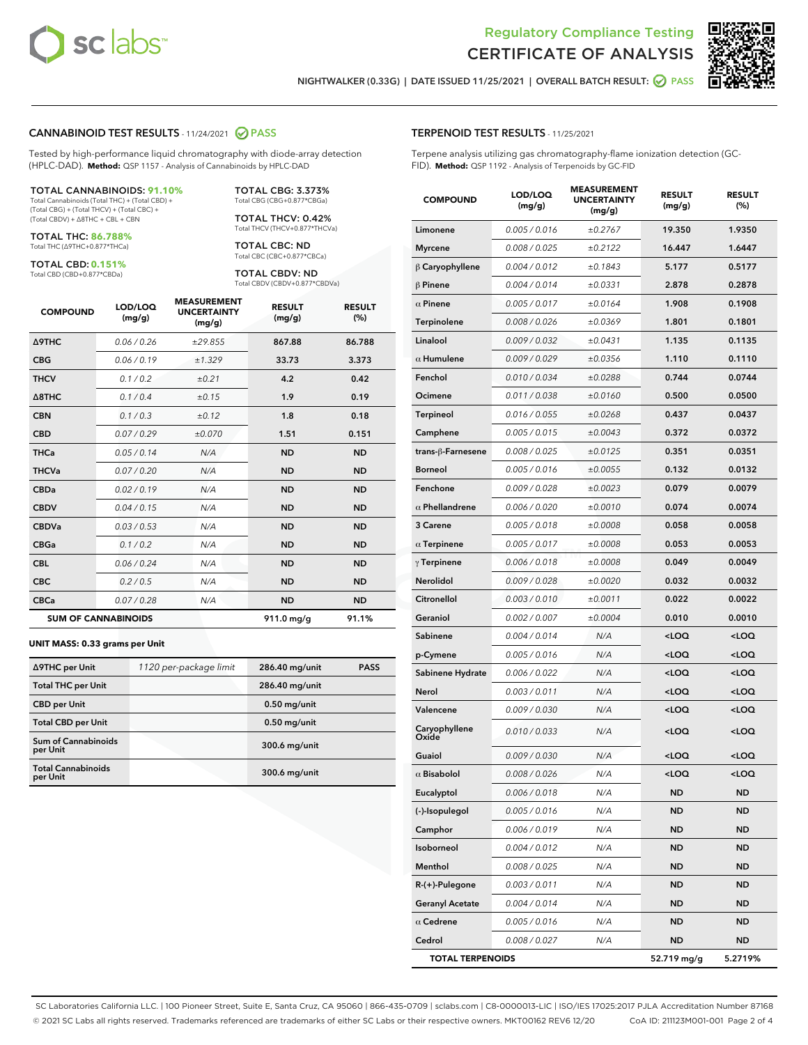Regulatory Compliance Testing
# CERTIFICATE OF ANALYSIS

NIGHTWALKER (0.33G) | DATE ISSUED 11/25/2021 | OVERALL BATCH RESULT: PASS

## CANNABINOID TEST RESULTS - 11/24/2021 PASS

Tested by high-performance liquid chromatography with diode-array detection (HPLC-DAD). **Method:** QSP 1157 - Analysis of Cannabinoids by HPLC-DAD

**TOTAL CANNABINOIDS: 91.10%**
Total Cannabinoids (Total THC) + (Total CBD) + (Total CBG) + (Total THCV) + (Total CBC) + (Total CBDV) + Δ8THC + CBL + CBN

**TOTAL THC: 86.788%**
Total THC (Δ9THC+0.877*THCa)

**TOTAL CBD: 0.151%**
Total CBD (CBD+0.877*CBDa)

**TOTAL CBG: 3.373%**
Total CBG (CBG+0.877*CBGa)

**TOTAL THCV: 0.42%**
Total THCV (THCV+0.877*THCVa)

**TOTAL CBC: ND**
Total CBC (CBC+0.877*CBCa)

**TOTAL CBDV: ND**
Total CBDV (CBDV+0.877*CBDVa)

| COMPOUND | LOD/LOQ (mg/g) | MEASUREMENT UNCERTAINTY (mg/g) | RESULT (mg/g) | RESULT (%) |
|---|---|---|---|---|
| Δ9THC | 0.06 / 0.26 | ±29.855 | 867.88 | 86.788 |
| CBG | 0.06 / 0.19 | ±1.329 | 33.73 | 3.373 |
| THCV | 0.1 / 0.2 | ±0.21 | 4.2 | 0.42 |
| Δ8THC | 0.1 / 0.4 | ±0.15 | 1.9 | 0.19 |
| CBN | 0.1 / 0.3 | ±0.12 | 1.8 | 0.18 |
| CBD | 0.07 / 0.29 | ±0.070 | 1.51 | 0.151 |
| THCa | 0.05 / 0.14 | N/A | ND | ND |
| THCVa | 0.07 / 0.20 | N/A | ND | ND |
| CBDa | 0.02 / 0.19 | N/A | ND | ND |
| CBDV | 0.04 / 0.15 | N/A | ND | ND |
| CBDVa | 0.03 / 0.53 | N/A | ND | ND |
| CBGa | 0.1 / 0.2 | N/A | ND | ND |
| CBL | 0.06 / 0.24 | N/A | ND | ND |
| CBC | 0.2 / 0.5 | N/A | ND | ND |
| CBCa | 0.07 / 0.28 | N/A | ND | ND |
| **SUM OF CANNABINOIDS** | | | 911.0 mg/g | 91.1% |

### UNIT MASS: 0.33 grams per Unit

| | | | |
|---|---|---|---|
| Δ9THC per Unit | 1120 per-package limit | 286.40 mg/unit | PASS |
| Total THC per Unit | | 286.40 mg/unit | |
| CBD per Unit | | 0.50 mg/unit | |
| Total CBD per Unit | | 0.50 mg/unit | |
| Sum of Cannabinoids per Unit | | 300.6 mg/unit | |
| Total Cannabinoids per Unit | | 300.6 mg/unit | |

## TERPENOID TEST RESULTS - 11/25/2021

Terpene analysis utilizing gas chromatography-flame ionization detection (GC-FID). **Method:** QSP 1192 - Analysis of Terpenoids by GC-FID

| COMPOUND | LOD/LOQ (mg/g) | MEASUREMENT UNCERTAINTY (mg/g) | RESULT (mg/g) | RESULT (%) |
|---|---|---|---|---|
| Limonene | 0.005 / 0.016 | ±0.2767 | 19.350 | 1.9350 |
| Myrcene | 0.008 / 0.025 | ±0.2122 | 16.447 | 1.6447 |
| β Caryophyllene | 0.004 / 0.012 | ±0.1843 | 5.177 | 0.5177 |
| β Pinene | 0.004 / 0.014 | ±0.0331 | 2.878 | 0.2878 |
| α Pinene | 0.005 / 0.017 | ±0.0164 | 1.908 | 0.1908 |
| Terpinolene | 0.008 / 0.026 | ±0.0369 | 1.801 | 0.1801 |
| Linalool | 0.009 / 0.032 | ±0.0431 | 1.135 | 0.1135 |
| α Humulene | 0.009 / 0.029 | ±0.0356 | 1.110 | 0.1110 |
| Fenchol | 0.010 / 0.034 | ±0.0288 | 0.744 | 0.0744 |
| Ocimene | 0.011 / 0.038 | ±0.0160 | 0.500 | 0.0500 |
| Terpineol | 0.016 / 0.055 | ±0.0268 | 0.437 | 0.0437 |
| Camphene | 0.005 / 0.015 | ±0.0043 | 0.372 | 0.0372 |
| trans-β-Farnesene | 0.008 / 0.025 | ±0.0125 | 0.351 | 0.0351 |
| Borneol | 0.005 / 0.016 | ±0.0055 | 0.132 | 0.0132 |
| Fenchone | 0.009 / 0.028 | ±0.0023 | 0.079 | 0.0079 |
| α Phellandrene | 0.006 / 0.020 | ±0.0010 | 0.074 | 0.0074 |
| 3 Carene | 0.005 / 0.018 | ±0.0008 | 0.058 | 0.0058 |
| α Terpinene | 0.005 / 0.017 | ±0.0008 | 0.053 | 0.0053 |
| γ Terpinene | 0.006 / 0.018 | ±0.0008 | 0.049 | 0.0049 |
| Nerolidol | 0.009 / 0.028 | ±0.0020 | 0.032 | 0.0032 |
| Citronellol | 0.003 / 0.010 | ±0.0011 | 0.022 | 0.0022 |
| Geraniol | 0.002 / 0.007 | ±0.0004 | 0.010 | 0.0010 |
| Sabinene | 0.004 / 0.014 | N/A | <LOQ | <LOQ |
| p-Cymene | 0.005 / 0.016 | N/A | <LOQ | <LOQ |
| Sabinene Hydrate | 0.006 / 0.022 | N/A | <LOQ | <LOQ |
| Nerol | 0.003 / 0.011 | N/A | <LOQ | <LOQ |
| Valencene | 0.009 / 0.030 | N/A | <LOQ | <LOQ |
| Caryophyllene Oxide | 0.010 / 0.033 | N/A | <LOQ | <LOQ |
| Guaiol | 0.009 / 0.030 | N/A | <LOQ | <LOQ |
| α Bisabolol | 0.008 / 0.026 | N/A | <LOQ | <LOQ |
| Eucalyptol | 0.006 / 0.018 | N/A | ND | ND |
| (-)-Isopulegol | 0.005 / 0.016 | N/A | ND | ND |
| Camphor | 0.006 / 0.019 | N/A | ND | ND |
| Isoborneol | 0.004 / 0.012 | N/A | ND | ND |
| Menthol | 0.008 / 0.025 | N/A | ND | ND |
| R-(+)-Pulegone | 0.003 / 0.011 | N/A | ND | ND |
| Geranyl Acetate | 0.004 / 0.014 | N/A | ND | ND |
| α Cedrene | 0.005 / 0.016 | N/A | ND | ND |
| Cedrol | 0.008 / 0.027 | N/A | ND | ND |
| **TOTAL TERPENOIDS** | | | 52.719 mg/g | 5.2719% |

SC Laboratories California LLC. | 100 Pioneer Street, Suite E, Santa Cruz, CA 95060 | 866-435-0709 | sclabs.com | C8-0000013-LIC | ISO/IES 17025:2017 PJLA Accreditation Number 87168
© 2021 SC Labs all rights reserved. Trademarks referenced are trademarks of either SC Labs or their respective owners. MKT00162 REV6 12/20 CoA ID: 211123M001-001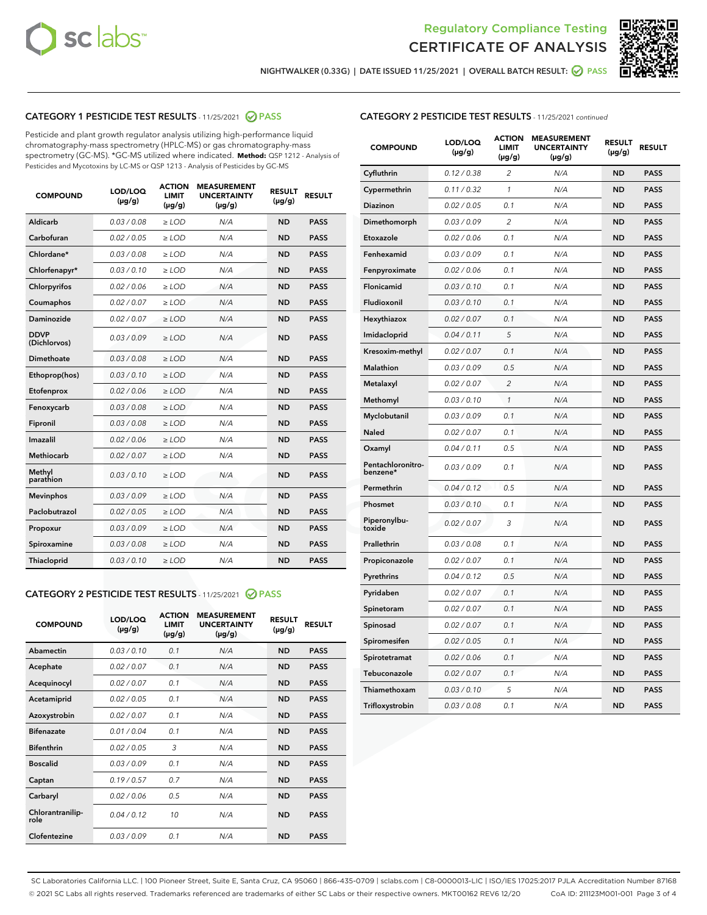Regulatory Compliance Testing
CERTIFICATE OF ANALYSIS

NIGHTWALKER (0.33G) | DATE ISSUED 11/25/2021 | OVERALL BATCH RESULT: PASS

## CATEGORY 1 PESTICIDE TEST RESULTS - 11/25/2021 PASS

Pesticide and plant growth regulator analysis utilizing high-performance liquid chromatography-mass spectrometry (HPLC-MS) or gas chromatography-mass spectrometry (GC-MS). *GC-MS utilized where indicated. **Method:** QSP 1212 - Analysis of Pesticides and Mycotoxins by LC-MS or QSP 1213 - Analysis of Pesticides by GC-MS

| COMPOUND | LOD/LOQ (μg/g) | ACTION LIMIT (μg/g) | MEASUREMENT UNCERTAINTY (μg/g) | RESULT (μg/g) | RESULT |
|---|---|---|---|---|---|
| Aldicarb | 0.03 / 0.08 | ≥ LOD | N/A | ND | PASS |
| Carbofuran | 0.02 / 0.05 | ≥ LOD | N/A | ND | PASS |
| Chlordane* | 0.03 / 0.08 | ≥ LOD | N/A | ND | PASS |
| Chlorfenapyr* | 0.03 / 0.10 | ≥ LOD | N/A | ND | PASS |
| Chlorpyrifos | 0.02 / 0.06 | ≥ LOD | N/A | ND | PASS |
| Coumaphos | 0.02 / 0.07 | ≥ LOD | N/A | ND | PASS |
| Daminozide | 0.02 / 0.07 | ≥ LOD | N/A | ND | PASS |
| DDVP (Dichlorvos) | 0.03 / 0.09 | ≥ LOD | N/A | ND | PASS |
| Dimethoate | 0.03 / 0.08 | ≥ LOD | N/A | ND | PASS |
| Ethoprop(hos) | 0.03 / 0.10 | ≥ LOD | N/A | ND | PASS |
| Etofenprox | 0.02 / 0.06 | ≥ LOD | N/A | ND | PASS |
| Fenoxycarb | 0.03 / 0.08 | ≥ LOD | N/A | ND | PASS |
| Fipronil | 0.03 / 0.08 | ≥ LOD | N/A | ND | PASS |
| Imazalil | 0.02 / 0.06 | ≥ LOD | N/A | ND | PASS |
| Methiocarb | 0.02 / 0.07 | ≥ LOD | N/A | ND | PASS |
| Methyl parathion | 0.03 / 0.10 | ≥ LOD | N/A | ND | PASS |
| Mevinphos | 0.03 / 0.09 | ≥ LOD | N/A | ND | PASS |
| Paclobutrazol | 0.02 / 0.05 | ≥ LOD | N/A | ND | PASS |
| Propoxur | 0.03 / 0.09 | ≥ LOD | N/A | ND | PASS |
| Spiroxamine | 0.03 / 0.08 | ≥ LOD | N/A | ND | PASS |
| Thiacloprid | 0.03 / 0.10 | ≥ LOD | N/A | ND | PASS |

## CATEGORY 2 PESTICIDE TEST RESULTS - 11/25/2021 PASS

| COMPOUND | LOD/LOQ (μg/g) | ACTION LIMIT (μg/g) | MEASUREMENT UNCERTAINTY (μg/g) | RESULT (μg/g) | RESULT |
|---|---|---|---|---|---|
| Abamectin | 0.03 / 0.10 | 0.1 | N/A | ND | PASS |
| Acephate | 0.02 / 0.07 | 0.1 | N/A | ND | PASS |
| Acequinocyl | 0.02 / 0.07 | 0.1 | N/A | ND | PASS |
| Acetamiprid | 0.02 / 0.05 | 0.1 | N/A | ND | PASS |
| Azoxystrobin | 0.02 / 0.07 | 0.1 | N/A | ND | PASS |
| Bifenazate | 0.01 / 0.04 | 0.1 | N/A | ND | PASS |
| Bifenthrin | 0.02 / 0.05 | 3 | N/A | ND | PASS |
| Boscalid | 0.03 / 0.09 | 0.1 | N/A | ND | PASS |
| Captan | 0.19 / 0.57 | 0.7 | N/A | ND | PASS |
| Carbaryl | 0.02 / 0.06 | 0.5 | N/A | ND | PASS |
| Chlorantraniliprole | 0.04 / 0.12 | 10 | N/A | ND | PASS |
| Clofentezine | 0.03 / 0.09 | 0.1 | N/A | ND | PASS |
| Cyfluthrin | 0.12 / 0.38 | 2 | N/A | ND | PASS |
| Cypermethrin | 0.11 / 0.32 | 1 | N/A | ND | PASS |
| Diazinon | 0.02 / 0.05 | 0.1 | N/A | ND | PASS |
| Dimethomorph | 0.03 / 0.09 | 2 | N/A | ND | PASS |
| Etoxazole | 0.02 / 0.06 | 0.1 | N/A | ND | PASS |
| Fenhexamid | 0.03 / 0.09 | 0.1 | N/A | ND | PASS |
| Fenpyroximate | 0.02 / 0.06 | 0.1 | N/A | ND | PASS |
| Flonicamid | 0.03 / 0.10 | 0.1 | N/A | ND | PASS |
| Fludioxonil | 0.03 / 0.10 | 0.1 | N/A | ND | PASS |
| Hexythiazox | 0.02 / 0.07 | 0.1 | N/A | ND | PASS |
| Imidacloprid | 0.04 / 0.11 | 5 | N/A | ND | PASS |
| Kresoxim-methyl | 0.02 / 0.07 | 0.1 | N/A | ND | PASS |
| Malathion | 0.03 / 0.09 | 0.5 | N/A | ND | PASS |
| Metalaxyl | 0.02 / 0.07 | 2 | N/A | ND | PASS |
| Methomyl | 0.03 / 0.10 | 1 | N/A | ND | PASS |
| Myclobutanil | 0.03 / 0.09 | 0.1 | N/A | ND | PASS |
| Naled | 0.02 / 0.07 | 0.1 | N/A | ND | PASS |
| Oxamyl | 0.04 / 0.11 | 0.5 | N/A | ND | PASS |
| Pentachloronitrobenzene* | 0.03 / 0.09 | 0.1 | N/A | ND | PASS |
| Permethrin | 0.04 / 0.12 | 0.5 | N/A | ND | PASS |
| Phosmet | 0.03 / 0.10 | 0.1 | N/A | ND | PASS |
| Piperonylbutoxide | 0.02 / 0.07 | 3 | N/A | ND | PASS |
| Prallethrin | 0.03 / 0.08 | 0.1 | N/A | ND | PASS |
| Propiconazole | 0.02 / 0.07 | 0.1 | N/A | ND | PASS |
| Pyrethrins | 0.04 / 0.12 | 0.5 | N/A | ND | PASS |
| Pyridaben | 0.02 / 0.07 | 0.1 | N/A | ND | PASS |
| Spinetoram | 0.02 / 0.07 | 0.1 | N/A | ND | PASS |
| Spinosad | 0.02 / 0.07 | 0.1 | N/A | ND | PASS |
| Spiromesifen | 0.02 / 0.05 | 0.1 | N/A | ND | PASS |
| Spirotetramat | 0.02 / 0.06 | 0.1 | N/A | ND | PASS |
| Tebuconazole | 0.02 / 0.07 | 0.1 | N/A | ND | PASS |
| Thiamethoxam | 0.03 / 0.10 | 5 | N/A | ND | PASS |
| Trifloxystrobin | 0.03 / 0.08 | 0.1 | N/A | ND | PASS |

SC Laboratories California LLC. | 100 Pioneer Street, Suite E, Santa Cruz, CA 95060 | 866-435-0709 | sclabs.com | C8-0000013-LIC | ISO/IES 17025:2017 PJLA Accreditation Number 87168
© 2021 SC Labs all rights reserved. Trademarks referenced are trademarks of either SC Labs or their respective owners. MKT00162 REV6 12/20 CoA ID: 211123M001-001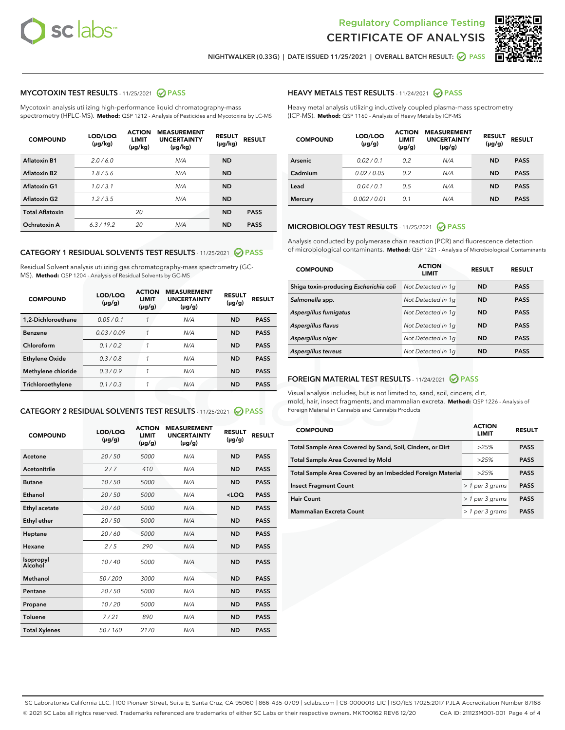# Regulatory Compliance Testing
# CERTIFICATE OF ANALYSIS

NIGHTWALKER (0.33G) | DATE ISSUED 11/25/2021 | OVERALL BATCH RESULT: PASS

## MYCOTOXIN TEST RESULTS - 11/25/2021 PASS

Mycotoxin analysis utilizing high-performance liquid chromatography-mass spectrometry (HPLC-MS). **Method:** QSP 1212 - Analysis of Pesticides and Mycotoxins by LC-MS

| COMPOUND | LOD/LOQ (µg/kg) | ACTION LIMIT (µg/kg) | MEASUREMENT UNCERTAINTY (µg/kg) | RESULT (µg/kg) | RESULT |
|---|---|---|---|---|---|
| Aflatoxin B1 | 2.0 / 6.0 | | N/A | ND | |
| Aflatoxin B2 | 1.8 / 5.6 | | N/A | ND | |
| Aflatoxin G1 | 1.0 / 3.1 | | N/A | ND | |
| Aflatoxin G2 | 1.2 / 3.5 | | N/A | ND | |
| Total Aflatoxin | | 20 | | ND | PASS |
| Ochratoxin A | 6.3 / 19.2 | 20 | N/A | ND | PASS |

## CATEGORY 1 RESIDUAL SOLVENTS TEST RESULTS - 11/25/2021 PASS

Residual Solvent analysis utilizing gas chromatography-mass spectrometry (GC-MS). **Method:** QSP 1204 - Analysis of Residual Solvents by GC-MS

| COMPOUND | LOD/LOQ (µg/g) | ACTION LIMIT (µg/g) | MEASUREMENT UNCERTAINTY (µg/g) | RESULT (µg/g) | RESULT |
|---|---|---|---|---|---|
| 1,2-Dichloroethane | 0.05 / 0.1 | 1 | N/A | ND | PASS |
| Benzene | 0.03 / 0.09 | 1 | N/A | ND | PASS |
| Chloroform | 0.1 / 0.2 | 1 | N/A | ND | PASS |
| Ethylene Oxide | 0.3 / 0.8 | 1 | N/A | ND | PASS |
| Methylene chloride | 0.3 / 0.9 | 1 | N/A | ND | PASS |
| Trichloroethylene | 0.1 / 0.3 | 1 | N/A | ND | PASS |

## CATEGORY 2 RESIDUAL SOLVENTS TEST RESULTS - 11/25/2021 PASS

| COMPOUND | LOD/LOQ (µg/g) | ACTION LIMIT (µg/g) | MEASUREMENT UNCERTAINTY (µg/g) | RESULT (µg/g) | RESULT |
|---|---|---|---|---|---|
| Acetone | 20 / 50 | 5000 | N/A | ND | PASS |
| Acetonitrile | 2 / 7 | 410 | N/A | ND | PASS |
| Butane | 10 / 50 | 5000 | N/A | ND | PASS |
| Ethanol | 20 / 50 | 5000 | N/A | <LOQ | PASS |
| Ethyl acetate | 20 / 60 | 5000 | N/A | ND | PASS |
| Ethyl ether | 20 / 50 | 5000 | N/A | ND | PASS |
| Heptane | 20 / 60 | 5000 | N/A | ND | PASS |
| Hexane | 2 / 5 | 290 | N/A | ND | PASS |
| Isopropyl Alcohol | 10 / 40 | 5000 | N/A | ND | PASS |
| Methanol | 50 / 200 | 3000 | N/A | ND | PASS |
| Pentane | 20 / 50 | 5000 | N/A | ND | PASS |
| Propane | 10 / 20 | 5000 | N/A | ND | PASS |
| Toluene | 7 / 21 | 890 | N/A | ND | PASS |
| Total Xylenes | 50 / 160 | 2170 | N/A | ND | PASS |

## HEAVY METALS TEST RESULTS - 11/24/2021 PASS

Heavy metal analysis utilizing inductively coupled plasma-mass spectrometry (ICP-MS). **Method:** QSP 1160 - Analysis of Heavy Metals by ICP-MS

| COMPOUND | LOD/LOQ (µg/g) | ACTION LIMIT (µg/g) | MEASUREMENT UNCERTAINTY (µg/g) | RESULT (µg/g) | RESULT |
|---|---|---|---|---|---|
| Arsenic | 0.02 / 0.1 | 0.2 | N/A | ND | PASS |
| Cadmium | 0.02 / 0.05 | 0.2 | N/A | ND | PASS |
| Lead | 0.04 / 0.1 | 0.5 | N/A | ND | PASS |
| Mercury | 0.002 / 0.01 | 0.1 | N/A | ND | PASS |

## MICROBIOLOGY TEST RESULTS - 11/25/2021 PASS

Analysis conducted by polymerase chain reaction (PCR) and fluorescence detection of microbiological contaminants. **Method:** QSP 1221 - Analysis of Microbiological Contaminants

| COMPOUND | ACTION LIMIT | RESULT | RESULT |
|---|---|---|---|
| Shiga toxin-producing *Escherichia coli* | Not Detected in 1g | ND | PASS |
| *Salmonella* spp. | Not Detected in 1g | ND | PASS |
| *Aspergillus fumigatus* | Not Detected in 1g | ND | PASS |
| *Aspergillus flavus* | Not Detected in 1g | ND | PASS |
| *Aspergillus niger* | Not Detected in 1g | ND | PASS |
| *Aspergillus terreus* | Not Detected in 1g | ND | PASS |

## FOREIGN MATERIAL TEST RESULTS - 11/24/2021 PASS

Visual analysis includes, but is not limited to, sand, soil, cinders, dirt, mold, hair, insect fragments, and mammalian excreta. **Method:** QSP 1226 - Analysis of Foreign Material in Cannabis and Cannabis Products

| COMPOUND | ACTION LIMIT | RESULT |
|---|---|---|
| Total Sample Area Covered by Sand, Soil, Cinders, or Dirt | >25% | PASS |
| Total Sample Area Covered by Mold | >25% | PASS |
| Total Sample Area Covered by an Imbedded Foreign Material | >25% | PASS |
| Insect Fragment Count | > 1 per 3 grams | PASS |
| Hair Count | > 1 per 3 grams | PASS |
| Mammalian Excreta Count | > 1 per 3 grams | PASS |

SC Laboratories California LLC. | 100 Pioneer Street, Suite E, Santa Cruz, CA 95060 | 866-435-0709 | sclabs.com | C8-0000013-LIC | ISO/IES 17025:2017 PJLA Accreditation Number 87168
© 2021 SC Labs all rights reserved. Trademarks referenced are trademarks of either SC Labs or their respective owners. MKT00162 REV6 12/20 CoA ID: 211123M001-001